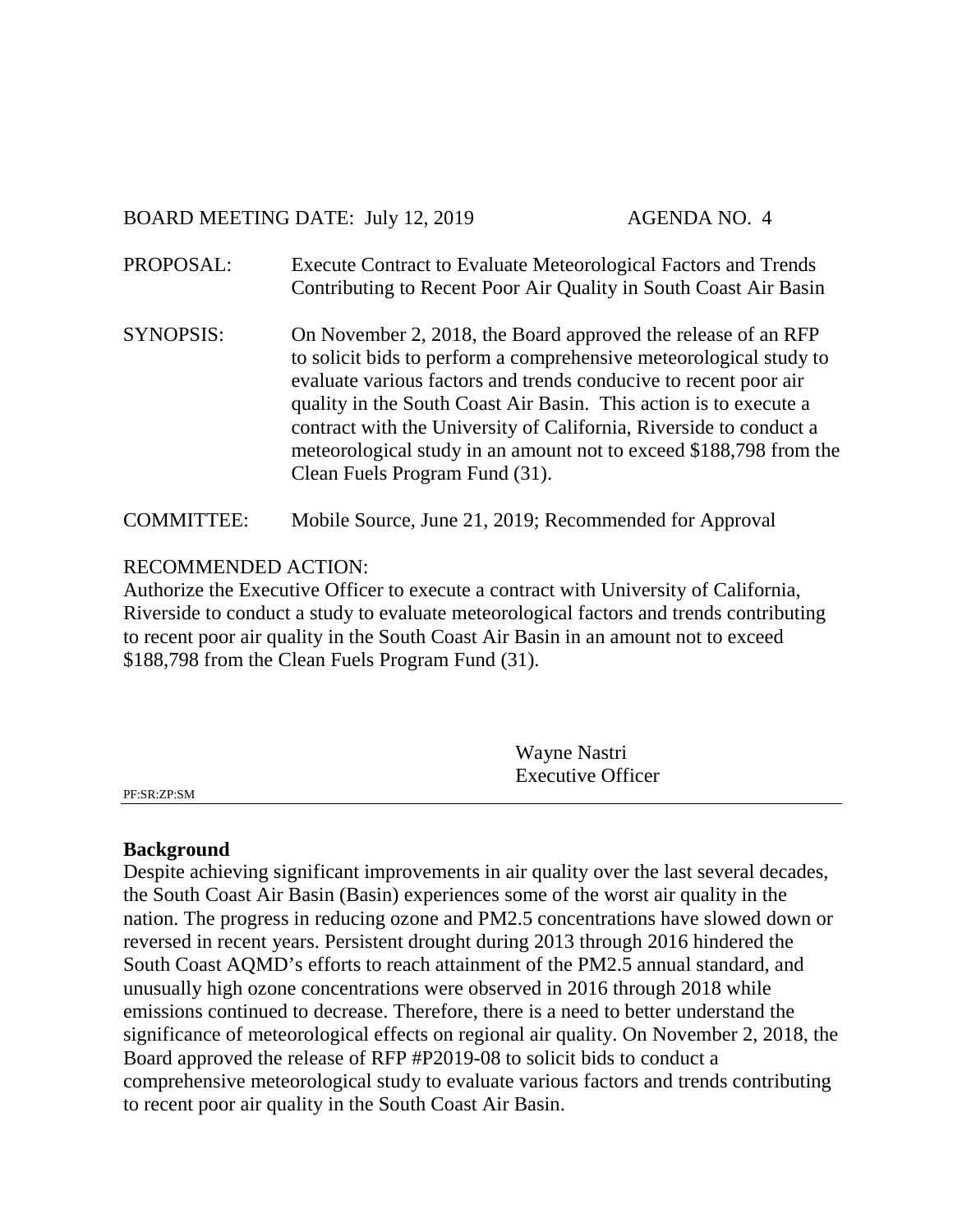BOARD MEETING DATE: July 12, 2019 AGENDA NO. 4

PROPOSAL: Execute Contract to Evaluate Meteorological Factors and Trends Contributing to Recent Poor Air Quality in South Coast Air Basin

SYNOPSIS: On November 2, 2018, the Board approved the release of an RFP to solicit bids to perform a comprehensive meteorological study to evaluate various factors and trends conducive to recent poor air quality in the South Coast Air Basin. This action is to execute a contract with the University of California, Riverside to conduct a meteorological study in an amount not to exceed $188,798 from the Clean Fuels Program Fund (31).

COMMITTEE: Mobile Source, June 21, 2019; Recommended for Approval

RECOMMENDED ACTION:
Authorize the Executive Officer to execute a contract with University of California, Riverside to conduct a study to evaluate meteorological factors and trends contributing to recent poor air quality in the South Coast Air Basin in an amount not to exceed $188,798 from the Clean Fuels Program Fund (31).

Wayne Nastri
Executive Officer

PF:SR:ZP:SM

---

**Background**
Despite achieving significant improvements in air quality over the last several decades, the South Coast Air Basin (Basin) experiences some of the worst air quality in the nation. The progress in reducing ozone and PM2.5 concentrations have slowed down or reversed in recent years. Persistent drought during 2013 through 2016 hindered the South Coast AQMD's efforts to reach attainment of the PM2.5 annual standard, and unusually high ozone concentrations were observed in 2016 through 2018 while emissions continued to decrease. Therefore, there is a need to better understand the significance of meteorological effects on regional air quality. On November 2, 2018, the Board approved the release of RFP #P2019-08 to solicit bids to conduct a comprehensive meteorological study to evaluate various factors and trends contributing to recent poor air quality in the South Coast Air Basin.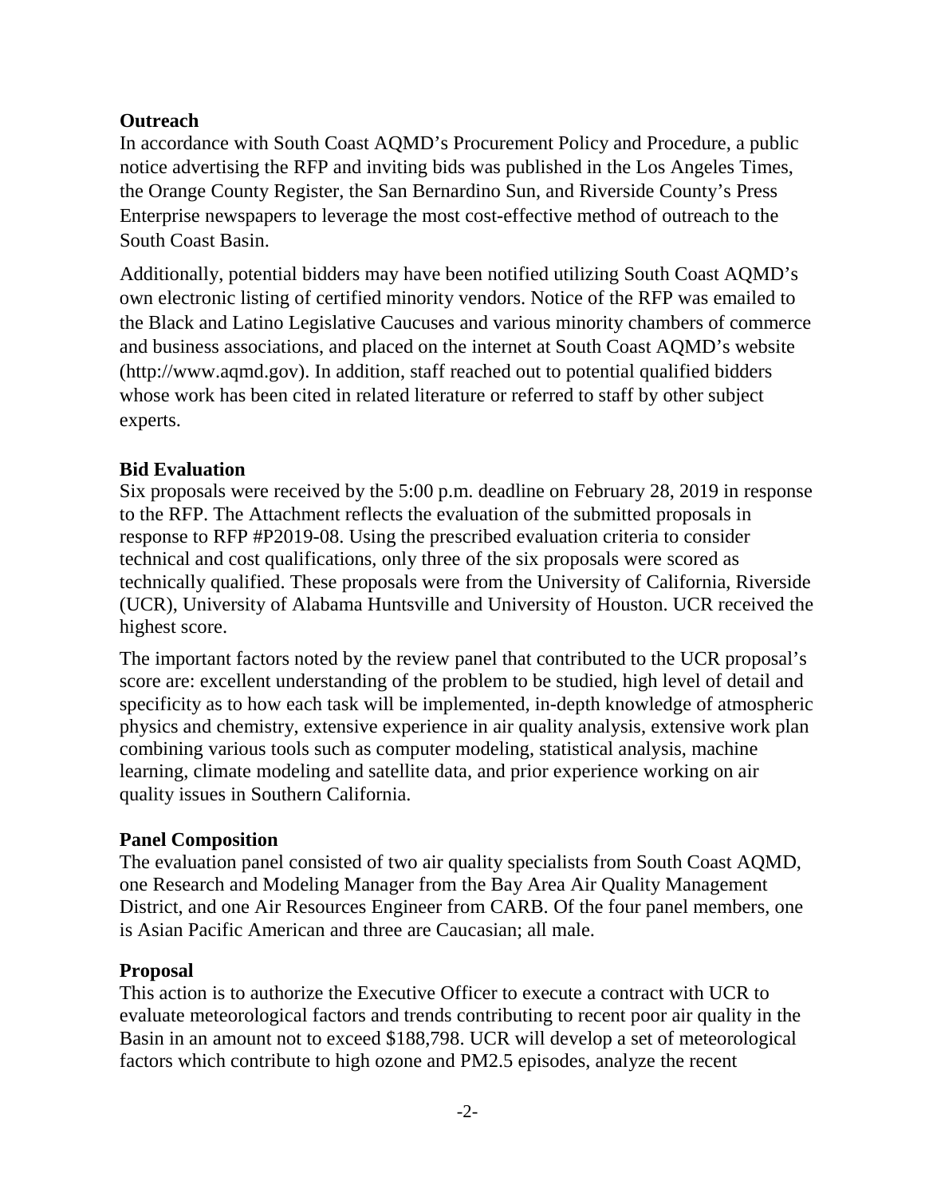**Outreach**

In accordance with South Coast AQMD's Procurement Policy and Procedure, a public notice advertising the RFP and inviting bids was published in the Los Angeles Times, the Orange County Register, the San Bernardino Sun, and Riverside County's Press Enterprise newspapers to leverage the most cost-effective method of outreach to the South Coast Basin.

Additionally, potential bidders may have been notified utilizing South Coast AQMD's own electronic listing of certified minority vendors. Notice of the RFP was emailed to the Black and Latino Legislative Caucuses and various minority chambers of commerce and business associations, and placed on the internet at South Coast AQMD's website (http://www.aqmd.gov). In addition, staff reached out to potential qualified bidders whose work has been cited in related literature or referred to staff by other subject experts.

**Bid Evaluation**

Six proposals were received by the 5:00 p.m. deadline on February 28, 2019 in response to the RFP. The Attachment reflects the evaluation of the submitted proposals in response to RFP #P2019-08. Using the prescribed evaluation criteria to consider technical and cost qualifications, only three of the six proposals were scored as technically qualified. These proposals were from the University of California, Riverside (UCR), University of Alabama Huntsville and University of Houston. UCR received the highest score.

The important factors noted by the review panel that contributed to the UCR proposal's score are: excellent understanding of the problem to be studied, high level of detail and specificity as to how each task will be implemented, in-depth knowledge of atmospheric physics and chemistry, extensive experience in air quality analysis, extensive work plan combining various tools such as computer modeling, statistical analysis, machine learning, climate modeling and satellite data, and prior experience working on air quality issues in Southern California.

**Panel Composition**

The evaluation panel consisted of two air quality specialists from South Coast AQMD, one Research and Modeling Manager from the Bay Area Air Quality Management District, and one Air Resources Engineer from CARB. Of the four panel members, one is Asian Pacific American and three are Caucasian; all male.

**Proposal**

This action is to authorize the Executive Officer to execute a contract with UCR to evaluate meteorological factors and trends contributing to recent poor air quality in the Basin in an amount not to exceed $188,798. UCR will develop a set of meteorological factors which contribute to high ozone and $PM_{2.5}$ episodes, analyze the recent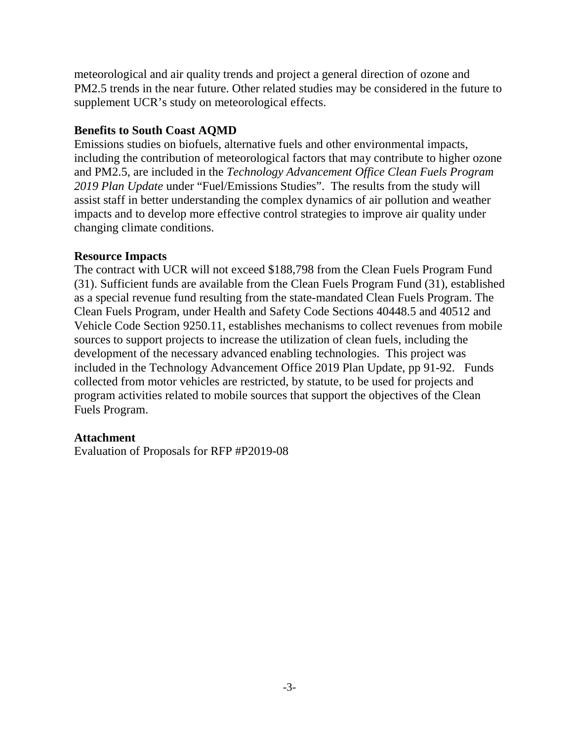meteorological and air quality trends and project a general direction of ozone and PM2.5 trends in the near future. Other related studies may be considered in the future to supplement UCR's study on meteorological effects.

**Benefits to South Coast AQMD**

Emissions studies on biofuels, alternative fuels and other environmental impacts, including the contribution of meteorological factors that may contribute to higher ozone and PM2.5, are included in the *Technology Advancement Office Clean Fuels Program 2019 Plan Update* under "Fuel/Emissions Studies". The results from the study will assist staff in better understanding the complex dynamics of air pollution and weather impacts and to develop more effective control strategies to improve air quality under changing climate conditions.

**Resource Impacts**

The contract with UCR will not exceed $188,798 from the Clean Fuels Program Fund (31). Sufficient funds are available from the Clean Fuels Program Fund (31), established as a special revenue fund resulting from the state-mandated Clean Fuels Program. The Clean Fuels Program, under Health and Safety Code Sections 40448.5 and 40512 and Vehicle Code Section 9250.11, establishes mechanisms to collect revenues from mobile sources to support projects to increase the utilization of clean fuels, including the development of the necessary advanced enabling technologies. This project was included in the Technology Advancement Office 2019 Plan Update, pp 91-92. Funds collected from motor vehicles are restricted, by statute, to be used for projects and program activities related to mobile sources that support the objectives of the Clean Fuels Program.

**Attachment**

Evaluation of Proposals for RFP #P2019-08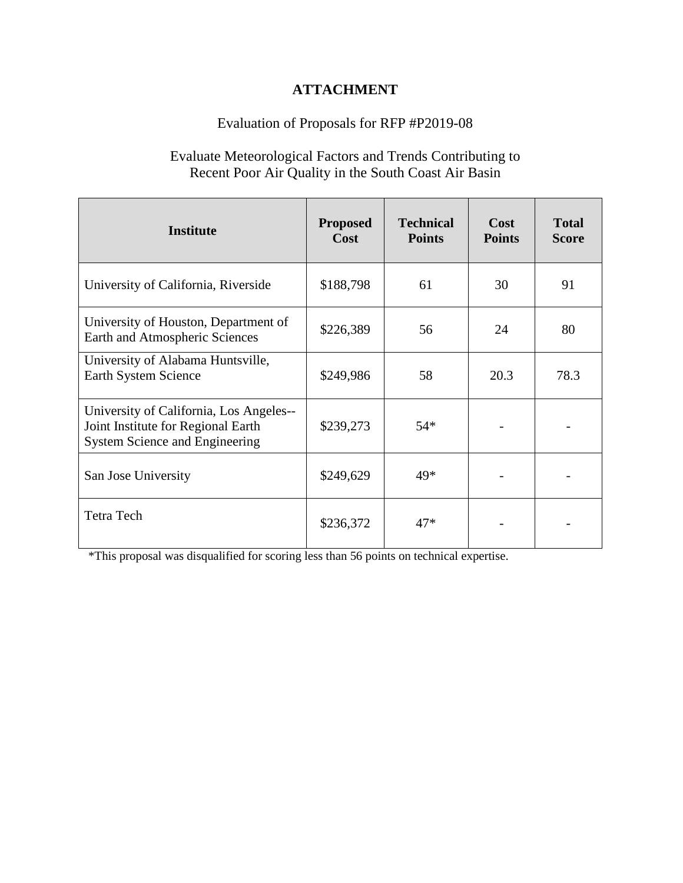# ATTACHMENT

Evaluation of Proposals for RFP #P2019-08

Evaluate Meteorological Factors and Trends Contributing to Recent Poor Air Quality in the South Coast Air Basin

| Institute | Proposed Cost | Technical Points | Cost Points | Total Score |
|---|---|---|---|---|
| University of California, Riverside | $188,798 | 61 | 30 | 91 |
| University of Houston, Department of Earth and Atmospheric Sciences | $226,389 | 56 | 24 | 80 |
| University of Alabama Huntsville, Earth System Science | $249,986 | 58 | 20.3 | 78.3 |
| University of California, Los Angeles--Joint Institute for Regional Earth System Science and Engineering | $239,273 | 54* | - | - |
| San Jose University | $249,629 | 49* | - | - |
| Tetra Tech | $236,372 | 47* | - | - |

*This proposal was disqualified for scoring less than 56 points on technical expertise.